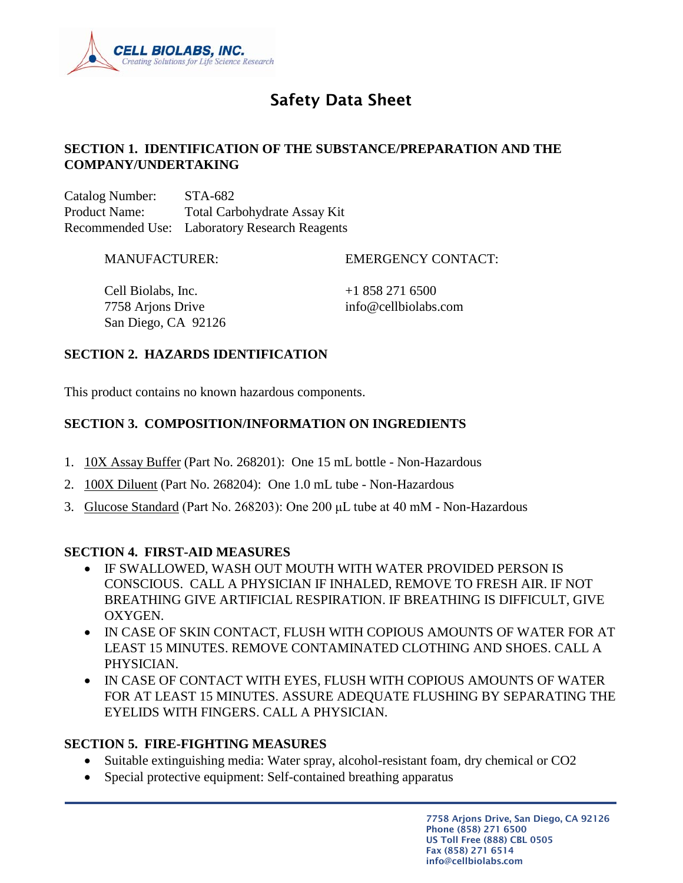CELL BIOLABS, INC.
*Creating Solutions for Life Science Research*

# Safety Data Sheet

## SECTION 1. IDENTIFICATION OF THE SUBSTANCE/PREPARATION AND THE COMPANY/UNDERTAKING

Catalog Number: STA-682
Product Name: Total Carbohydrate Assay Kit
Recommended Use: Laboratory Research Reagents

MANUFACTURER:

Cell Biolabs, Inc.
7758 Arjons Drive
San Diego, CA 92126

EMERGENCY CONTACT:

+1 858 271 6500
info@cellbiolabs.com

## SECTION 2. HAZARDS IDENTIFICATION

This product contains no known hazardous components.

## SECTION 3. COMPOSITION/INFORMATION ON INGREDIENTS

1. 10X Assay Buffer (Part No. 268201): One 15 mL bottle - Non-Hazardous
2. 100X Diluent (Part No. 268204): One 1.0 mL tube - Non-Hazardous
3. Glucose Standard (Part No. 268203): One 200 µL tube at 40 mM - Non-Hazardous

## SECTION 4. FIRST-AID MEASURES

- IF SWALLOWED, WASH OUT MOUTH WITH WATER PROVIDED PERSON IS CONSCIOUS. CALL A PHYSICIAN IF INHALED, REMOVE TO FRESH AIR. IF NOT BREATHING GIVE ARTIFICIAL RESPIRATION. IF BREATHING IS DIFFICULT, GIVE OXYGEN.
- IN CASE OF SKIN CONTACT, FLUSH WITH COPIOUS AMOUNTS OF WATER FOR AT LEAST 15 MINUTES. REMOVE CONTAMINATED CLOTHING AND SHOES. CALL A PHYSICIAN.
- IN CASE OF CONTACT WITH EYES, FLUSH WITH COPIOUS AMOUNTS OF WATER FOR AT LEAST 15 MINUTES. ASSURE ADEQUATE FLUSHING BY SEPARATING THE EYELIDS WITH FINGERS. CALL A PHYSICIAN.

## SECTION 5. FIRE-FIGHTING MEASURES

- Suitable extinguishing media: Water spray, alcohol-resistant foam, dry chemical or CO2
- Special protective equipment: Self-contained breathing apparatus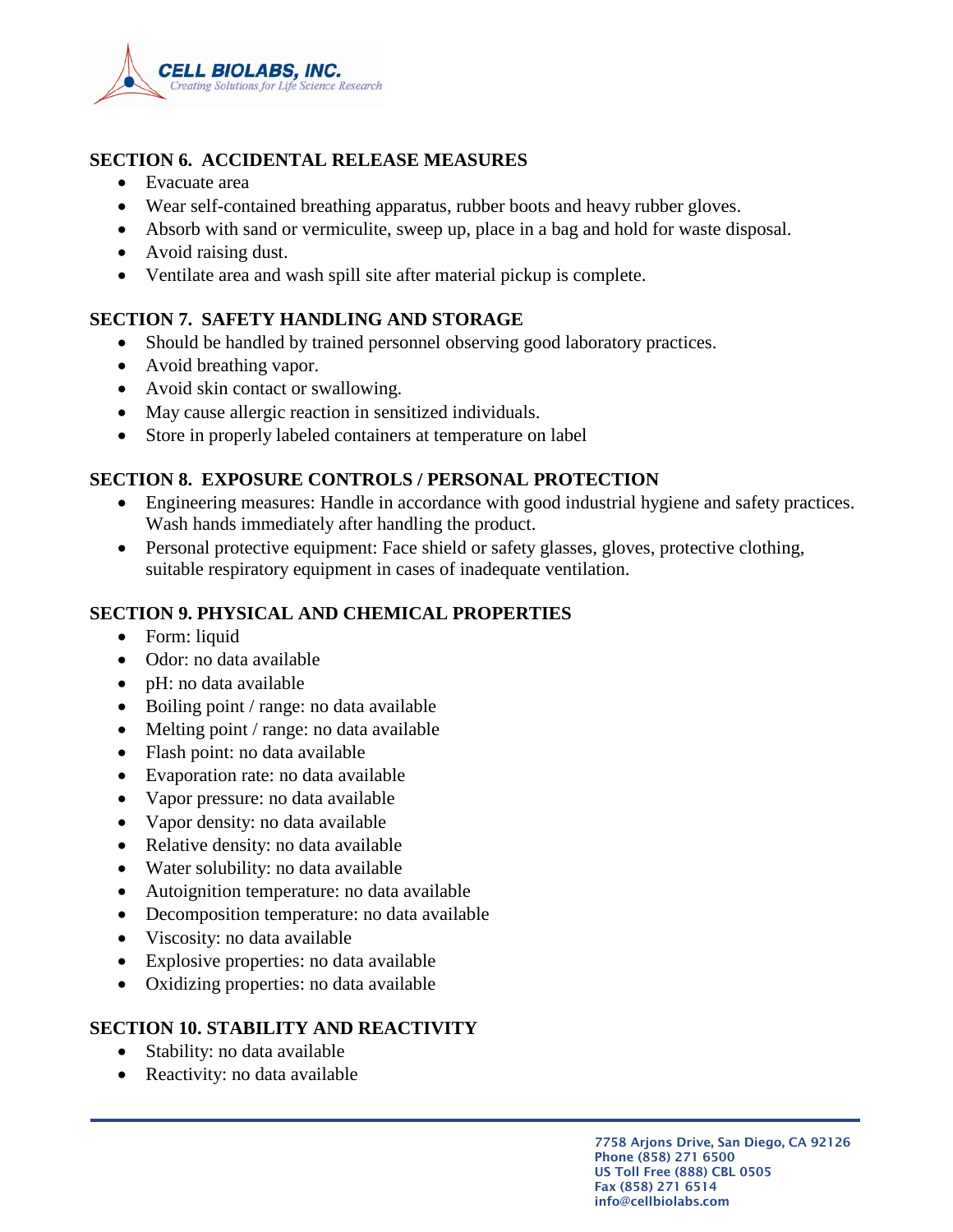## SECTION 6. ACCIDENTAL RELEASE MEASURES

- Evacuate area
- Wear self-contained breathing apparatus, rubber boots and heavy rubber gloves.
- Absorb with sand or vermiculite, sweep up, place in a bag and hold for waste disposal.
- Avoid raising dust.
- Ventilate area and wash spill site after material pickup is complete.

## SECTION 7. SAFETY HANDLING AND STORAGE

- Should be handled by trained personnel observing good laboratory practices.
- Avoid breathing vapor.
- Avoid skin contact or swallowing.
- May cause allergic reaction in sensitized individuals.
- Store in properly labeled containers at temperature on label

## SECTION 8. EXPOSURE CONTROLS / PERSONAL PROTECTION

- Engineering measures: Handle in accordance with good industrial hygiene and safety practices. Wash hands immediately after handling the product.
- Personal protective equipment: Face shield or safety glasses, gloves, protective clothing, suitable respiratory equipment in cases of inadequate ventilation.

## SECTION 9. PHYSICAL AND CHEMICAL PROPERTIES

- Form: liquid
- Odor: no data available
- pH: no data available
- Boiling point / range: no data available
- Melting point / range: no data available
- Flash point: no data available
- Evaporation rate: no data available
- Vapor pressure: no data available
- Vapor density: no data available
- Relative density: no data available
- Water solubility: no data available
- Autoignition temperature: no data available
- Decomposition temperature: no data available
- Viscosity: no data available
- Explosive properties: no data available
- Oxidizing properties: no data available

## SECTION 10. STABILITY AND REACTIVITY

- Stability: no data available
- Reactivity: no data available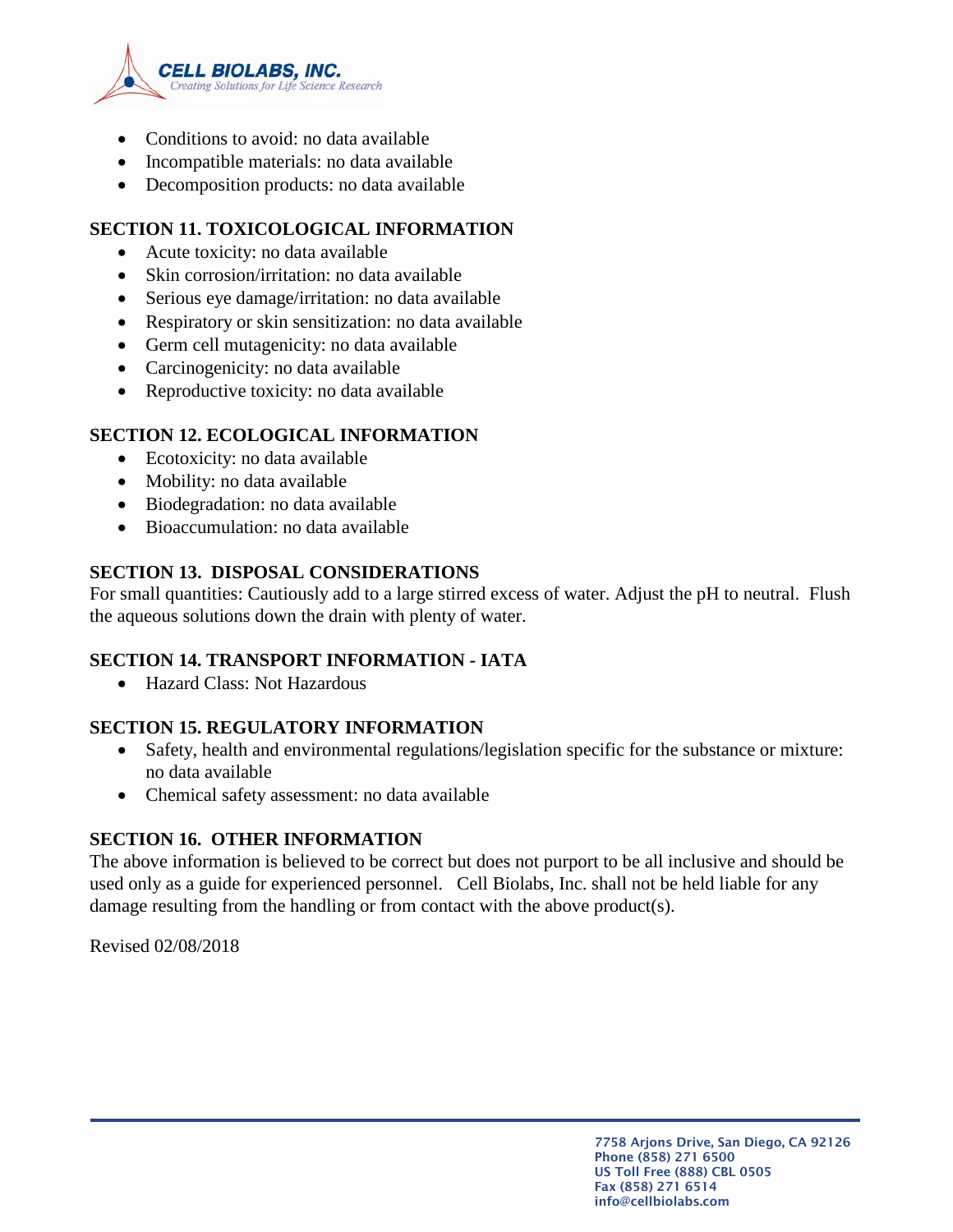- Conditions to avoid: no data available
- Incompatible materials: no data available
- Decomposition products: no data available

## SECTION 11. TOXICOLOGICAL INFORMATION

- Acute toxicity: no data available
- Skin corrosion/irritation: no data available
- Serious eye damage/irritation: no data available
- Respiratory or skin sensitization: no data available
- Germ cell mutagenicity: no data available
- Carcinogenicity: no data available
- Reproductive toxicity: no data available

## SECTION 12. ECOLOGICAL INFORMATION

- Ecotoxicity: no data available
- Mobility: no data available
- Biodegradation: no data available
- Bioaccumulation: no data available

## SECTION 13. DISPOSAL CONSIDERATIONS

For small quantities: Cautiously add to a large stirred excess of water. Adjust the pH to neutral. Flush the aqueous solutions down the drain with plenty of water.

## SECTION 14. TRANSPORT INFORMATION - IATA

- Hazard Class: Not Hazardous

## SECTION 15. REGULATORY INFORMATION

- Safety, health and environmental regulations/legislation specific for the substance or mixture: no data available
- Chemical safety assessment: no data available

## SECTION 16. OTHER INFORMATION

The above information is believed to be correct but does not purport to be all inclusive and should be used only as a guide for experienced personnel. Cell Biolabs, Inc. shall not be held liable for any damage resulting from the handling or from contact with the above product(s).

Revised 02/08/2018